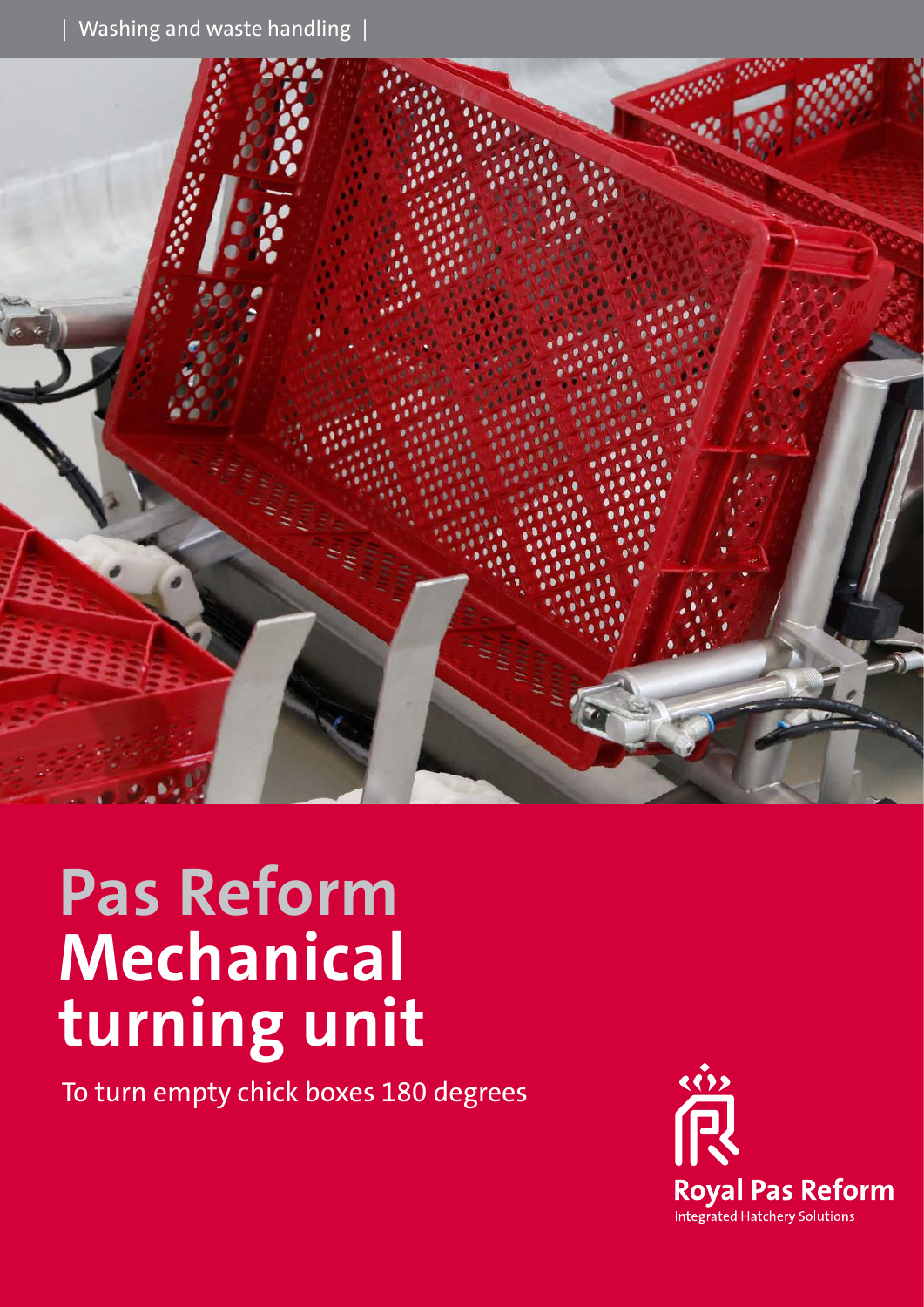| Washing and waste handling |

# Pas Reform Mechanical turning unit

To turn empty chick boxes 180 degrees

Royal Pas Reform
Integrated Hatchery Solutions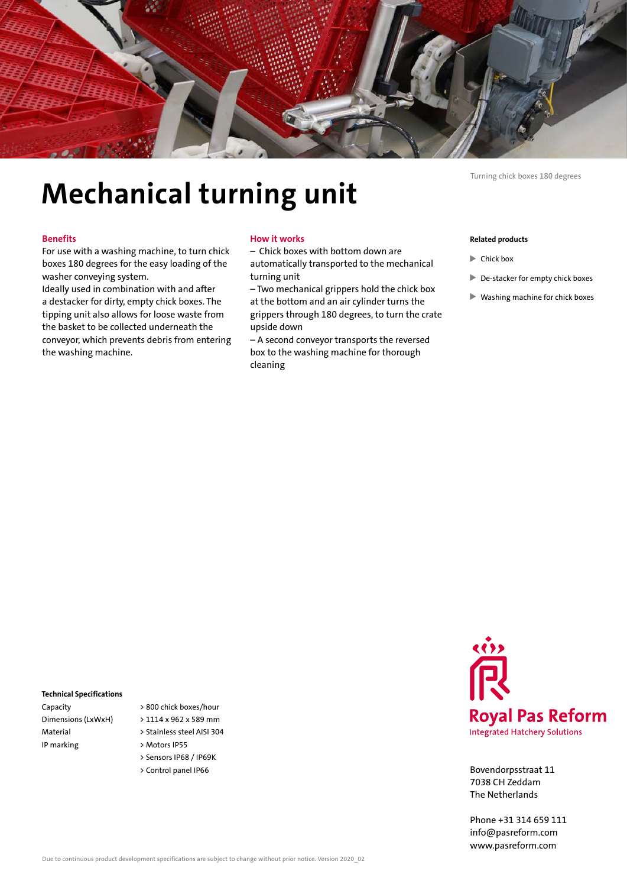Turning chick boxes 180 degrees

# Mechanical turning unit

## Benefits

For use with a washing machine, to turn chick boxes 180 degrees for the easy loading of the washer conveying system.
Ideally used in combination with and after a destacker for dirty, empty chick boxes. The tipping unit also allows for loose waste from the basket to be collected underneath the conveyor, which prevents debris from entering the washing machine.

## How it works

– Chick boxes with bottom down are automatically transported to the mechanical turning unit
– Two mechanical grippers hold the chick box at the bottom and an air cylinder turns the grippers through 180 degrees, to turn the crate upside down
– A second conveyor transports the reversed box to the washing machine for thorough cleaning

**Related products**

- Chick box
- De-stacker for empty chick boxes
- Washing machine for chick boxes

**Technical Specifications**

| | |
|---|---|
| Capacity | > 800 chick boxes/hour |
| Dimensions (LxWxH) | > 1114 x 962 x 589 mm |
| Material | > Stainless steel AISI 304 |
| IP marking | > Motors IP55 |
| | > Sensors IP68 / IP69K |
| | > Control panel IP66 |

Royal Pas Reform
Integrated Hatchery Solutions

Bovendorpsstraat 11
7038 CH Zeddam
The Netherlands

Phone +31 314 659 111
info@pasreform.com
www.pasreform.com

Due to continuous product development specifications are subject to change without prior notice. Version 2020_02